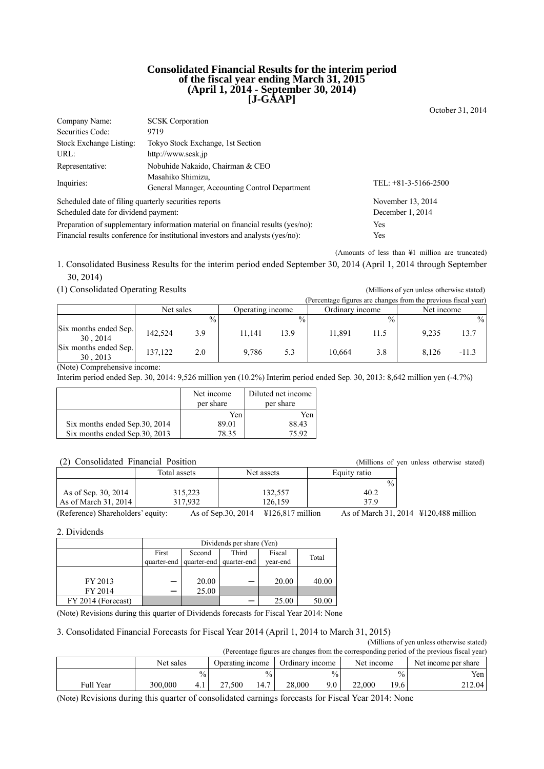# Consolidated Financial Results for the interim period of the fiscal year ending March 31, 2015 (April 1, 2014 - September 30, 2014) [J-GAAP]

October 31, 2014

| | | |
|---|---|---|
| Company Name: | SCSK Corporation | |
| Securities Code: | 9719 | |
| Stock Exchange Listing: | Tokyo Stock Exchange, 1st Section | |
| URL: | http://www.scsk.jp | |
| Representative: | Nobuhide Nakaido, Chairman & CEO | |
| Inquiries: | Masahiko Shimizu, General Manager, Accounting Control Department | TEL: +81-3-5166-2500 |

| | |
|---|---|
| Scheduled date of filing quarterly securities reports | November 13, 2014 |
| Scheduled date for dividend payment: | December 1, 2014 |
| Preparation of supplementary information material on financial results (yes/no): | Yes |
| Financial results conference for institutional investors and analysts (yes/no): | Yes |

(Amounts of less than ¥1 million are truncated)

## 1. Consolidated Business Results for the interim period ended September 30, 2014 (April 1, 2014 through September 30, 2014)

### (1) Consolidated Operating Results

(Millions of yen unless otherwise stated)

(Percentage figures are changes from the previous fiscal year)

| | Net sales | | Operating income | | Ordinary income | | Net income | |
|---|---|---|---|---|---|---|---|---|
| | | % | | % | | % | | % |
| Six months ended Sep. 30 , 2014 | 142,524 | 3.9 | 11,141 | 13.9 | 11,891 | 11.5 | 9,235 | 13.7 |
| Six months ended Sep. 30 , 2013 | 137,122 | 2.0 | 9,786 | 5.3 | 10,664 | 3.8 | 8,126 | -11.3 |

(Note) Comprehensive income:

Interim period ended Sep. 30, 2014: 9,526 million yen (10.2%) Interim period ended Sep. 30, 2013: 8,642 million yen (-4.7%)

| | Net income per share | Diluted net income per share |
|---|---|---|
| | Yen | Yen |
| Six months ended Sep.30, 2014 | 89.01 | 88.43 |
| Six months ended Sep.30, 2013 | 78.35 | 75.92 |

### (2) Consolidated Financial Position

(Millions of yen unless otherwise stated)

| | Total assets | Net assets | Equity ratio |
|---|---|---|---|
| | | | % |
| As of Sep. 30, 2014 | 315,223 | 132,557 | 40.2 |
| As of March 31, 2014 | 317,932 | 126,159 | 37.9 |

(Reference) Shareholders' equity: As of Sep.30, 2014 ¥126,817 million As of March 31, 2014 ¥120,488 million

## 2. Dividends

| | Dividends per share (Yen) | | | | |
|---|---|---|---|---|---|
| | First quarter-end | Second quarter-end | Third quarter-end | Fiscal year-end | Total |
| FY 2013 | ― | 20.00 | ― | 20.00 | 40.00 |
| FY 2014 | ― | 25.00 | | | |
| FY 2014 (Forecast) | | | ― | 25.00 | 50.00 |

(Note) Revisions during this quarter of Dividends forecasts for Fiscal Year 2014: None

## 3. Consolidated Financial Forecasts for Fiscal Year 2014 (April 1, 2014 to March 31, 2015)

(Millions of yen unless otherwise stated)

(Percentage figures are changes from the corresponding period of the previous fiscal year)

| | Net sales | | Operating income | | Ordinary income | | Net income | | Net income per share |
|---|---|---|---|---|---|---|---|---|---|
| | | % | | % | | % | | % | Yen |
| Full Year | 300,000 | 4.1 | 27,500 | 14.7 | 28,000 | 9.0 | 22,000 | 19.6 | 212.04 |

(Note) Revisions during this quarter of consolidated earnings forecasts for Fiscal Year 2014: None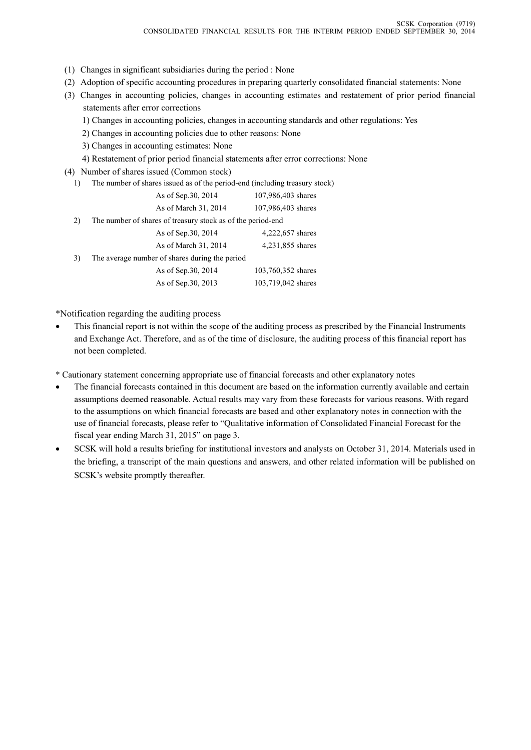(1) Changes in significant subsidiaries during the period : None

(2) Adoption of specific accounting procedures in preparing quarterly consolidated financial statements: None

(3) Changes in accounting policies, changes in accounting estimates and restatement of prior period financial statements after error corrections

1) Changes in accounting policies, changes in accounting standards and other regulations: Yes

2) Changes in accounting policies due to other reasons: None

3) Changes in accounting estimates: None

4) Restatement of prior period financial statements after error corrections: None

(4) Number of shares issued (Common stock)

1) The number of shares issued as of the period-end (including treasury stock)

| | |
|---|---|
| As of Sep.30, 2014 | 107,986,403 shares |
| As of March 31, 2014 | 107,986,403 shares |

2) The number of shares of treasury stock as of the period-end

| | |
|---|---|
| As of Sep.30, 2014 | 4,222,657 shares |
| As of March 31, 2014 | 4,231,855 shares |

3) The average number of shares during the period

| | |
|---|---|
| As of Sep.30, 2014 | 103,760,352 shares |
| As of Sep.30, 2013 | 103,719,042 shares |

*Notification regarding the auditing process

- This financial report is not within the scope of the auditing process as prescribed by the Financial Instruments and Exchange Act. Therefore, and as of the time of disclosure, the auditing process of this financial report has not been completed.

* Cautionary statement concerning appropriate use of financial forecasts and other explanatory notes

- The financial forecasts contained in this document are based on the information currently available and certain assumptions deemed reasonable. Actual results may vary from these forecasts for various reasons. With regard to the assumptions on which financial forecasts are based and other explanatory notes in connection with the use of financial forecasts, please refer to "Qualitative information of Consolidated Financial Forecast for the fiscal year ending March 31, 2015" on page 3.
- SCSK will hold a results briefing for institutional investors and analysts on October 31, 2014. Materials used in the briefing, a transcript of the main questions and answers, and other related information will be published on SCSK's website promptly thereafter.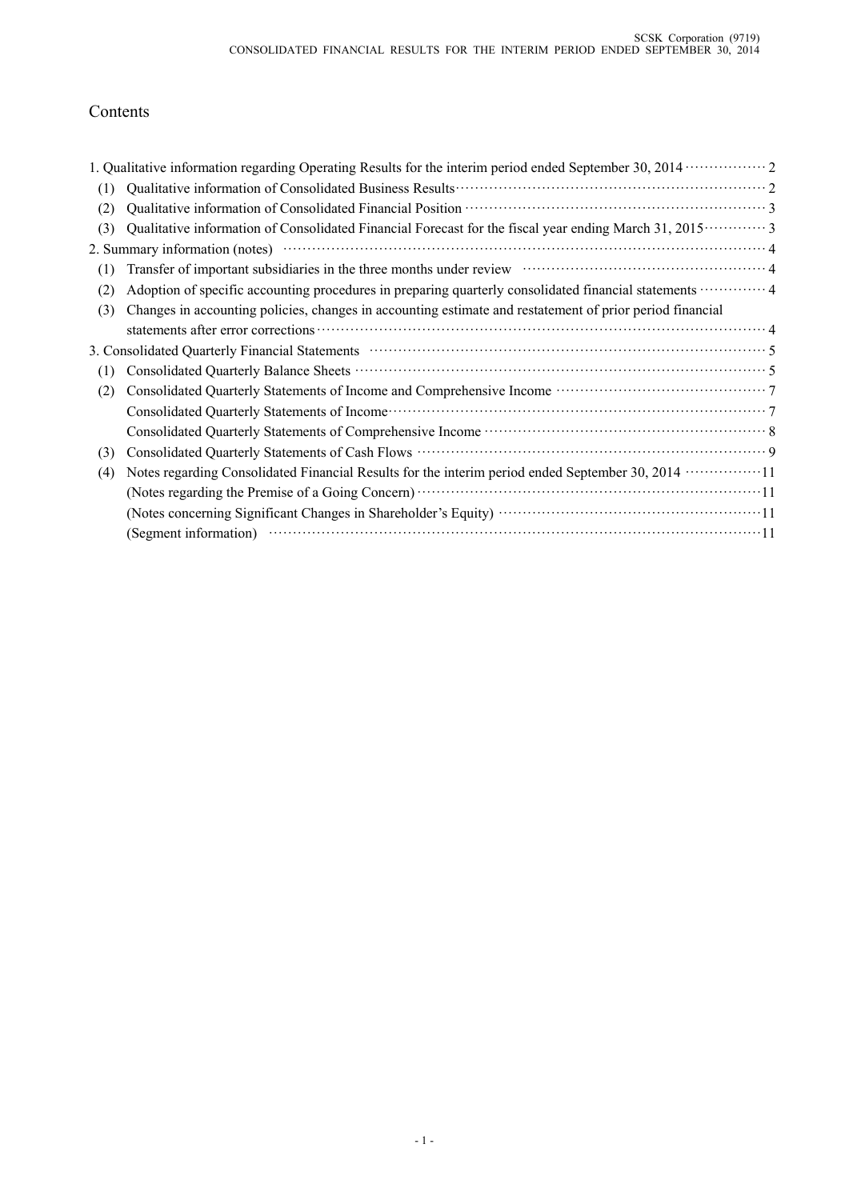# Contents

1. Qualitative information regarding Operating Results for the interim period ended September 30, 2014 ················ 2
   - (1) Qualitative information of Consolidated Business Results ················ 2
   - (2) Qualitative information of Consolidated Financial Position ················ 3
   - (3) Qualitative information of Consolidated Financial Forecast for the fiscal year ending March 31, 2015 ················ 3
2. Summary information (notes) ················ 4
   - (1) Transfer of important subsidiaries in the three months under review ················ 4
   - (2) Adoption of specific accounting procedures in preparing quarterly consolidated financial statements ················ 4
   - (3) Changes in accounting policies, changes in accounting estimate and restatement of prior period financial statements after error corrections ················ 4
3. Consolidated Quarterly Financial Statements ················ 5
   - (1) Consolidated Quarterly Balance Sheets ················ 5
   - (2) Consolidated Quarterly Statements of Income and Comprehensive Income ················ 7
     - Consolidated Quarterly Statements of Income ················ 7
     - Consolidated Quarterly Statements of Comprehensive Income ················ 8
   - (3) Consolidated Quarterly Statements of Cash Flows ················ 9
   - (4) Notes regarding Consolidated Financial Results for the interim period ended September 30, 2014 ················ 11
     - (Notes regarding the Premise of a Going Concern) ················ 11
     - (Notes concerning Significant Changes in Shareholder's Equity) ················ 11
     - (Segment information) ················ 11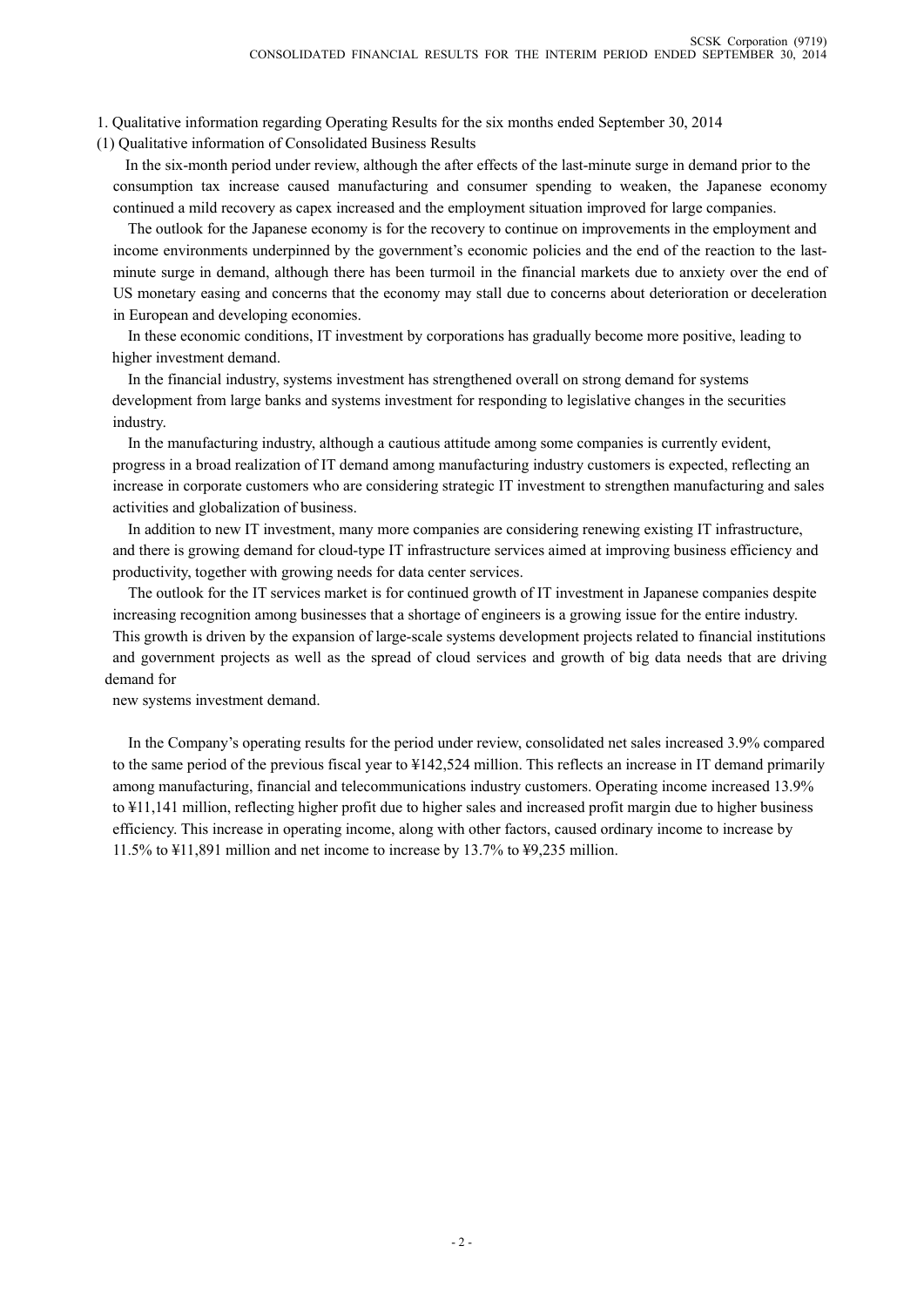1. Qualitative information regarding Operating Results for the six months ended September 30, 2014

(1) Qualitative information of Consolidated Business Results

In the six-month period under review, although the after effects of the last-minute surge in demand prior to the consumption tax increase caused manufacturing and consumer spending to weaken, the Japanese economy continued a mild recovery as capex increased and the employment situation improved for large companies.

The outlook for the Japanese economy is for the recovery to continue on improvements in the employment and income environments underpinned by the government's economic policies and the end of the reaction to the last-minute surge in demand, although there has been turmoil in the financial markets due to anxiety over the end of US monetary easing and concerns that the economy may stall due to concerns about deterioration or deceleration in European and developing economies.

In these economic conditions, IT investment by corporations has gradually become more positive, leading to higher investment demand.

In the financial industry, systems investment has strengthened overall on strong demand for systems development from large banks and systems investment for responding to legislative changes in the securities industry.

In the manufacturing industry, although a cautious attitude among some companies is currently evident, progress in a broad realization of IT demand among manufacturing industry customers is expected, reflecting an increase in corporate customers who are considering strategic IT investment to strengthen manufacturing and sales activities and globalization of business.

In addition to new IT investment, many more companies are considering renewing existing IT infrastructure, and there is growing demand for cloud-type IT infrastructure services aimed at improving business efficiency and productivity, together with growing needs for data center services.

The outlook for the IT services market is for continued growth of IT investment in Japanese companies despite increasing recognition among businesses that a shortage of engineers is a growing issue for the entire industry. This growth is driven by the expansion of large-scale systems development projects related to financial institutions and government projects as well as the spread of cloud services and growth of big data needs that are driving demand for new systems investment demand.

In the Company's operating results for the period under review, consolidated net sales increased 3.9% compared to the same period of the previous fiscal year to ¥142,524 million. This reflects an increase in IT demand primarily among manufacturing, financial and telecommunications industry customers. Operating income increased 13.9% to ¥11,141 million, reflecting higher profit due to higher sales and increased profit margin due to higher business efficiency. This increase in operating income, along with other factors, caused ordinary income to increase by 11.5% to ¥11,891 million and net income to increase by 13.7% to ¥9,235 million.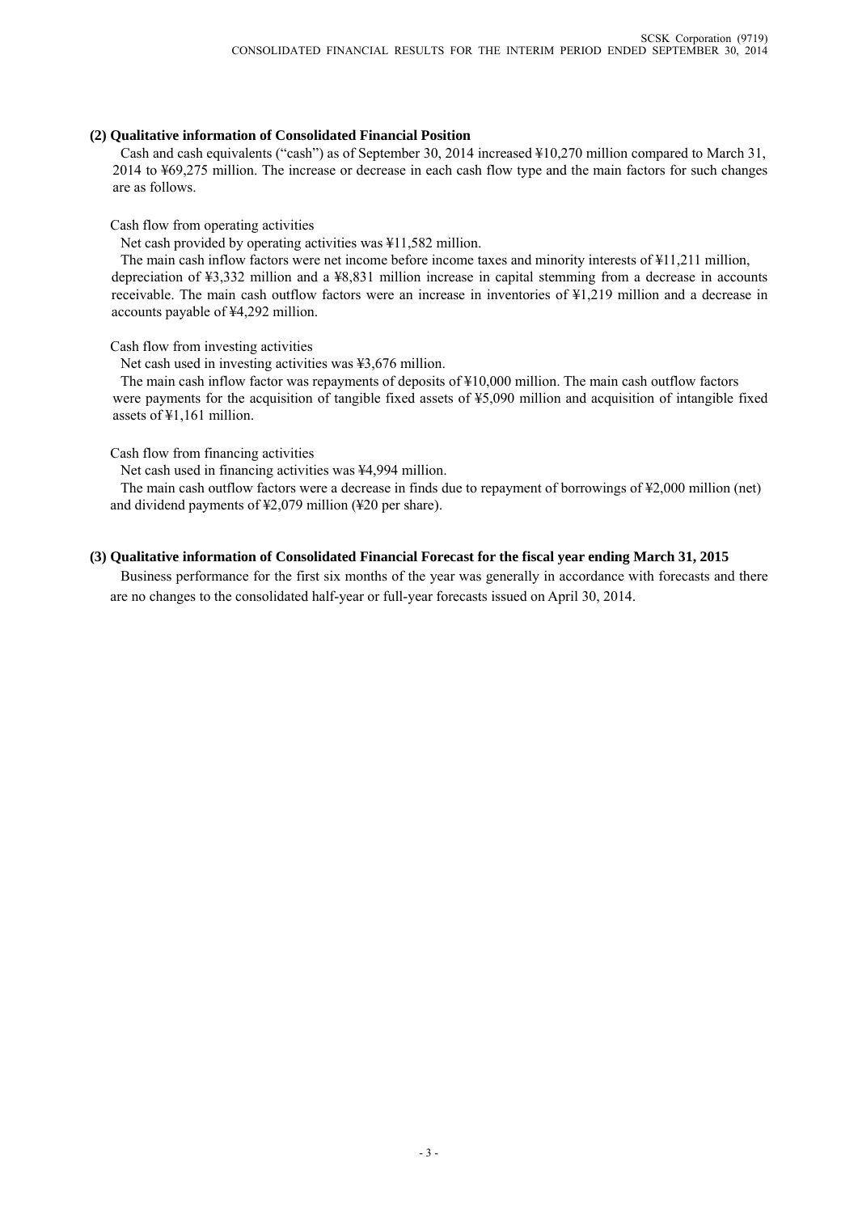### (2) Qualitative information of Consolidated Financial Position

Cash and cash equivalents ("cash") as of September 30, 2014 increased ¥10,270 million compared to March 31, 2014 to ¥69,275 million. The increase or decrease in each cash flow type and the main factors for such changes are as follows.

Cash flow from operating activities

Net cash provided by operating activities was ¥11,582 million.

The main cash inflow factors were net income before income taxes and minority interests of ¥11,211 million, depreciation of ¥3,332 million and a ¥8,831 million increase in capital stemming from a decrease in accounts receivable. The main cash outflow factors were an increase in inventories of ¥1,219 million and a decrease in accounts payable of ¥4,292 million.

Cash flow from investing activities

Net cash used in investing activities was ¥3,676 million.

The main cash inflow factor was repayments of deposits of ¥10,000 million. The main cash outflow factors were payments for the acquisition of tangible fixed assets of ¥5,090 million and acquisition of intangible fixed assets of ¥1,161 million.

Cash flow from financing activities

Net cash used in financing activities was ¥4,994 million.

The main cash outflow factors were a decrease in finds due to repayment of borrowings of ¥2,000 million (net) and dividend payments of ¥2,079 million (¥20 per share).

### (3) Qualitative information of Consolidated Financial Forecast for the fiscal year ending March 31, 2015

Business performance for the first six months of the year was generally in accordance with forecasts and there are no changes to the consolidated half-year or full-year forecasts issued on April 30, 2014.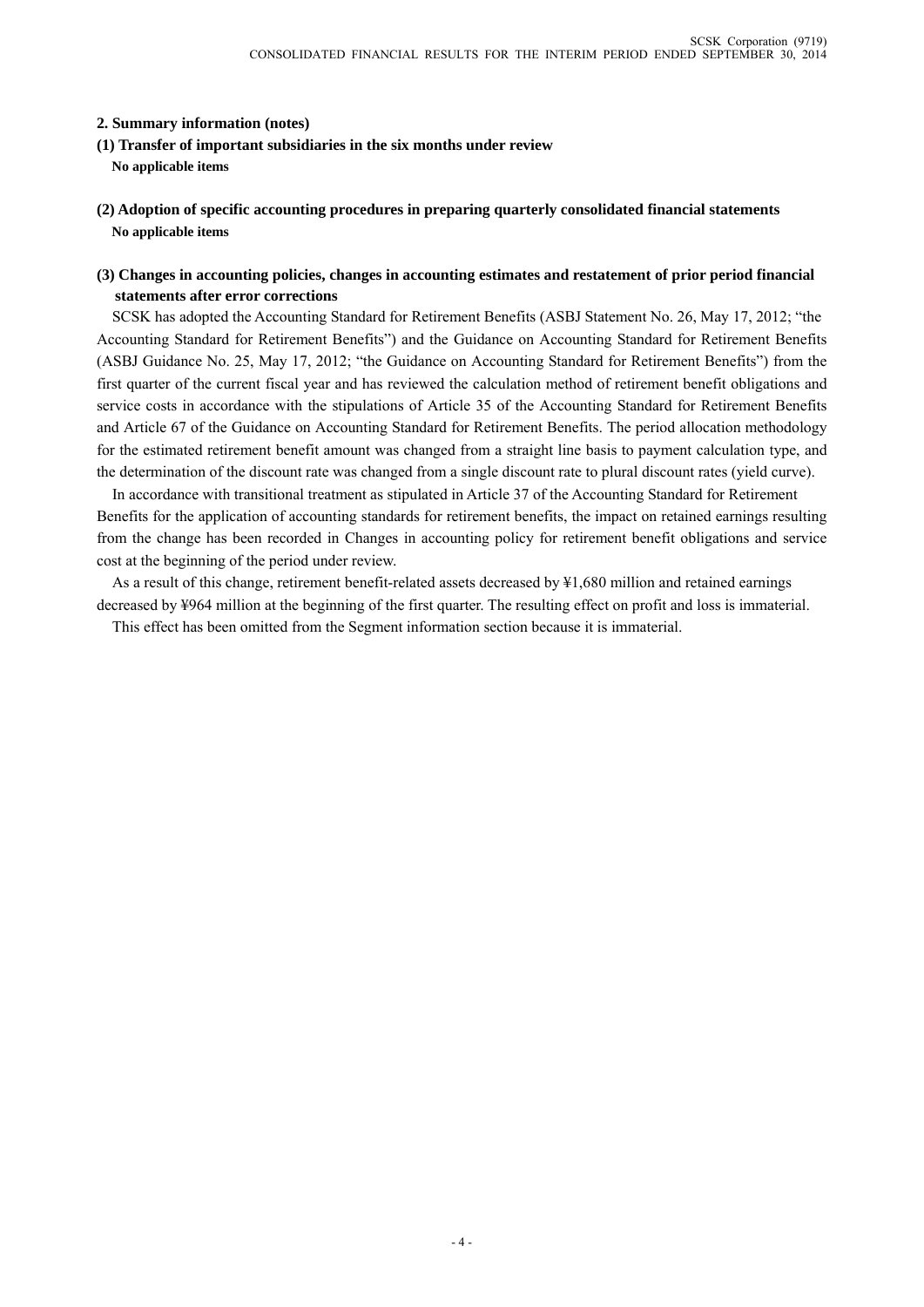## 2. Summary information (notes)

### (1) Transfer of important subsidiaries in the six months under review

**No applicable items**

### (2) Adoption of specific accounting procedures in preparing quarterly consolidated financial statements

**No applicable items**

### (3) Changes in accounting policies, changes in accounting estimates and restatement of prior period financial statements after error corrections

SCSK has adopted the Accounting Standard for Retirement Benefits (ASBJ Statement No. 26, May 17, 2012; "the Accounting Standard for Retirement Benefits") and the Guidance on Accounting Standard for Retirement Benefits (ASBJ Guidance No. 25, May 17, 2012; "the Guidance on Accounting Standard for Retirement Benefits") from the first quarter of the current fiscal year and has reviewed the calculation method of retirement benefit obligations and service costs in accordance with the stipulations of Article 35 of the Accounting Standard for Retirement Benefits and Article 67 of the Guidance on Accounting Standard for Retirement Benefits. The period allocation methodology for the estimated retirement benefit amount was changed from a straight line basis to payment calculation type, and the determination of the discount rate was changed from a single discount rate to plural discount rates (yield curve).

In accordance with transitional treatment as stipulated in Article 37 of the Accounting Standard for Retirement Benefits for the application of accounting standards for retirement benefits, the impact on retained earnings resulting from the change has been recorded in Changes in accounting policy for retirement benefit obligations and service cost at the beginning of the period under review.

As a result of this change, retirement benefit-related assets decreased by ¥1,680 million and retained earnings decreased by ¥964 million at the beginning of the first quarter. The resulting effect on profit and loss is immaterial.

This effect has been omitted from the Segment information section because it is immaterial.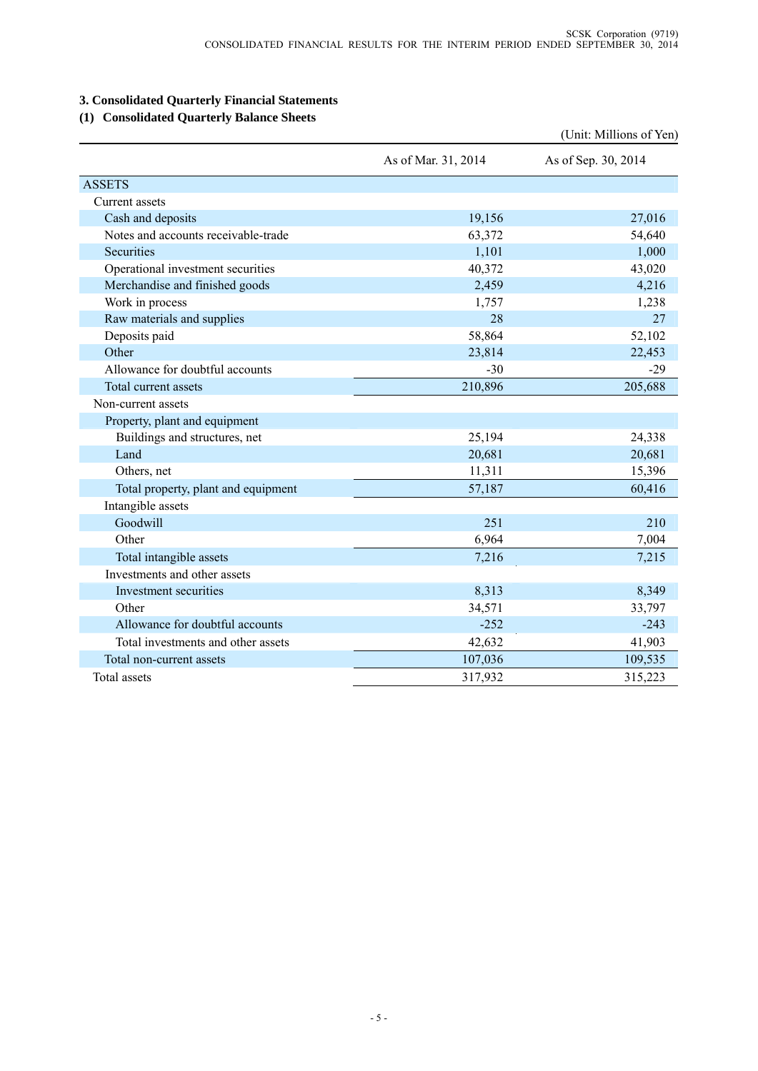## 3. Consolidated Quarterly Financial Statements

### (1) Consolidated Quarterly Balance Sheets

(Unit: Millions of Yen)

| | As of Mar. 31, 2014 | As of Sep. 30, 2014 |
|---|---|---|
| ASSETS | | |
| Current assets | | |
| Cash and deposits | 19,156 | 27,016 |
| Notes and accounts receivable-trade | 63,372 | 54,640 |
| Securities | 1,101 | 1,000 |
| Operational investment securities | 40,372 | 43,020 |
| Merchandise and finished goods | 2,459 | 4,216 |
| Work in process | 1,757 | 1,238 |
| Raw materials and supplies | 28 | 27 |
| Deposits paid | 58,864 | 52,102 |
| Other | 23,814 | 22,453 |
| Allowance for doubtful accounts | -30 | -29 |
| Total current assets | 210,896 | 205,688 |
| Non-current assets | | |
| Property, plant and equipment | | |
| Buildings and structures, net | 25,194 | 24,338 |
| Land | 20,681 | 20,681 |
| Others, net | 11,311 | 15,396 |
| Total property, plant and equipment | 57,187 | 60,416 |
| Intangible assets | | |
| Goodwill | 251 | 210 |
| Other | 6,964 | 7,004 |
| Total intangible assets | 7,216 | 7,215 |
| Investments and other assets | | |
| Investment securities | 8,313 | 8,349 |
| Other | 34,571 | 33,797 |
| Allowance for doubtful accounts | -252 | -243 |
| Total investments and other assets | 42,632 | 41,903 |
| Total non-current assets | 107,036 | 109,535 |
| Total assets | 317,932 | 315,223 |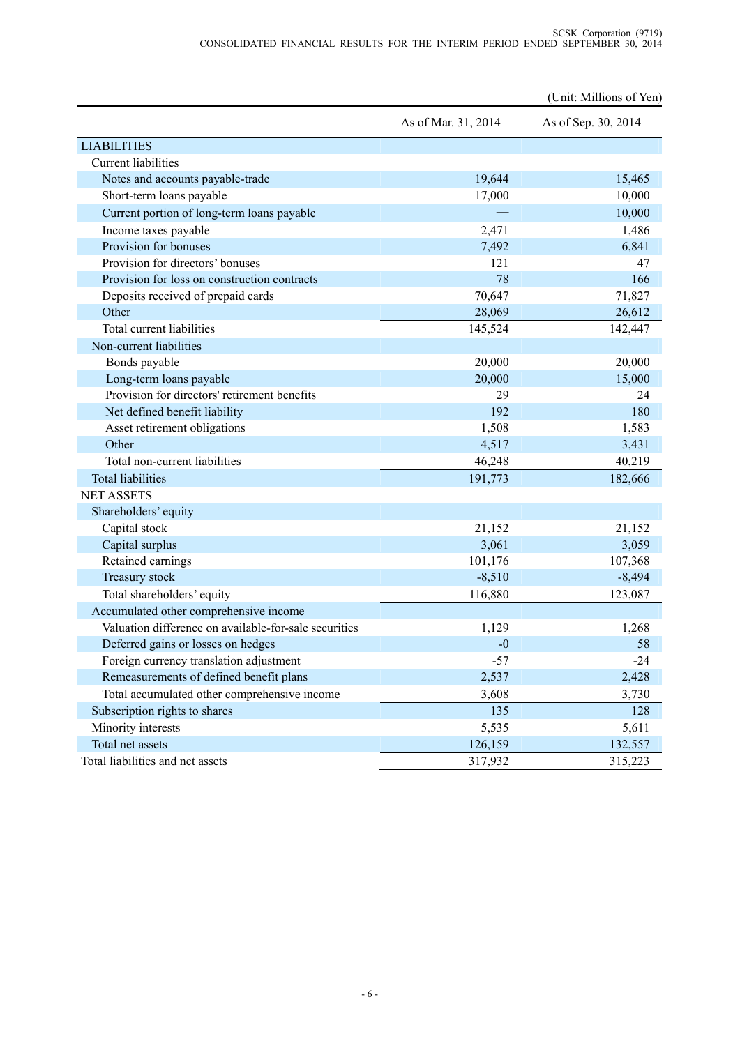(Unit: Millions of Yen)

| | As of Mar. 31, 2014 | As of Sep. 30, 2014 |
|---|---|---|
| LIABILITIES | | |
| Current liabilities | | |
| Notes and accounts payable-trade | 19,644 | 15,465 |
| Short-term loans payable | 17,000 | 10,000 |
| Current portion of long-term loans payable | — | 10,000 |
| Income taxes payable | 2,471 | 1,486 |
| Provision for bonuses | 7,492 | 6,841 |
| Provision for directors' bonuses | 121 | 47 |
| Provision for loss on construction contracts | 78 | 166 |
| Deposits received of prepaid cards | 70,647 | 71,827 |
| Other | 28,069 | 26,612 |
| Total current liabilities | 145,524 | 142,447 |
| Non-current liabilities | | |
| Bonds payable | 20,000 | 20,000 |
| Long-term loans payable | 20,000 | 15,000 |
| Provision for directors' retirement benefits | 29 | 24 |
| Net defined benefit liability | 192 | 180 |
| Asset retirement obligations | 1,508 | 1,583 |
| Other | 4,517 | 3,431 |
| Total non-current liabilities | 46,248 | 40,219 |
| Total liabilities | 191,773 | 182,666 |
| NET ASSETS | | |
| Shareholders' equity | | |
| Capital stock | 21,152 | 21,152 |
| Capital surplus | 3,061 | 3,059 |
| Retained earnings | 101,176 | 107,368 |
| Treasury stock | -8,510 | -8,494 |
| Total shareholders' equity | 116,880 | 123,087 |
| Accumulated other comprehensive income | | |
| Valuation difference on available-for-sale securities | 1,129 | 1,268 |
| Deferred gains or losses on hedges | -0 | 58 |
| Foreign currency translation adjustment | -57 | -24 |
| Remeasurements of defined benefit plans | 2,537 | 2,428 |
| Total accumulated other comprehensive income | 3,608 | 3,730 |
| Subscription rights to shares | 135 | 128 |
| Minority interests | 5,535 | 5,611 |
| Total net assets | 126,159 | 132,557 |
| Total liabilities and net assets | 317,932 | 315,223 |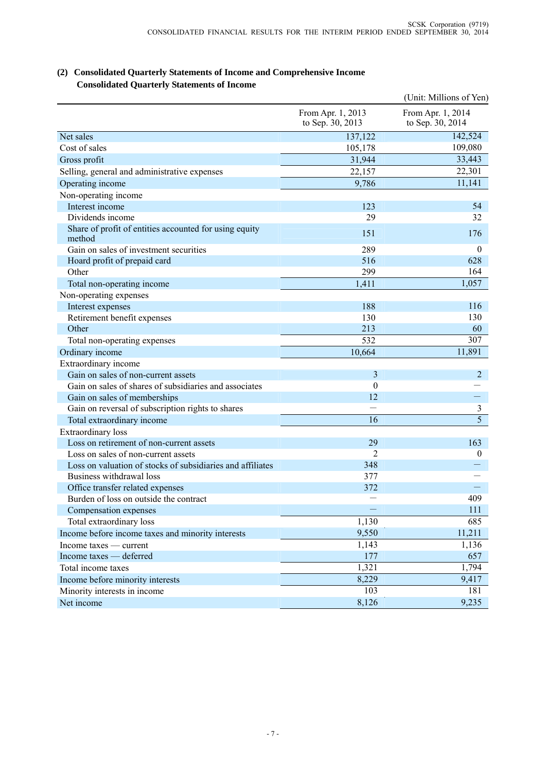### (2) Consolidated Quarterly Statements of Income and Comprehensive Income

**Consolidated Quarterly Statements of Income**

(Unit: Millions of Yen)

| | From Apr. 1, 2013 to Sep. 30, 2013 | From Apr. 1, 2014 to Sep. 30, 2014 |
|---|---|---|
| Net sales | 137,122 | 142,524 |
| Cost of sales | 105,178 | 109,080 |
| Gross profit | 31,944 | 33,443 |
| Selling, general and administrative expenses | 22,157 | 22,301 |
| Operating income | 9,786 | 11,141 |
| Non-operating income | | |
| Interest income | 123 | 54 |
| Dividends income | 29 | 32 |
| Share of profit of entities accounted for using equity method | 151 | 176 |
| Gain on sales of investment securities | 289 | 0 |
| Hoard profit of prepaid card | 516 | 628 |
| Other | 299 | 164 |
| Total non-operating income | 1,411 | 1,057 |
| Non-operating expenses | | |
| Interest expenses | 188 | 116 |
| Retirement benefit expenses | 130 | 130 |
| Other | 213 | 60 |
| Total non-operating expenses | 532 | 307 |
| Ordinary income | 10,664 | 11,891 |
| Extraordinary income | | |
| Gain on sales of non-current assets | 3 | 2 |
| Gain on sales of shares of subsidiaries and associates | 0 | — |
| Gain on sales of memberships | 12 | — |
| Gain on reversal of subscription rights to shares | — | 3 |
| Total extraordinary income | 16 | 5 |
| Extraordinary loss | | |
| Loss on retirement of non-current assets | 29 | 163 |
| Loss on sales of non-current assets | 2 | 0 |
| Loss on valuation of stocks of subsidiaries and affiliates | 348 | — |
| Business withdrawal loss | 377 | — |
| Office transfer related expenses | 372 | — |
| Burden of loss on outside the contract | — | 409 |
| Compensation expenses | — | 111 |
| Total extraordinary loss | 1,130 | 685 |
| Income before income taxes and minority interests | 9,550 | 11,211 |
| Income taxes — current | 1,143 | 1,136 |
| Income taxes — deferred | 177 | 657 |
| Total income taxes | 1,321 | 1,794 |
| Income before minority interests | 8,229 | 9,417 |
| Minority interests in income | 103 | 181 |
| Net income | 8,126 | 9,235 |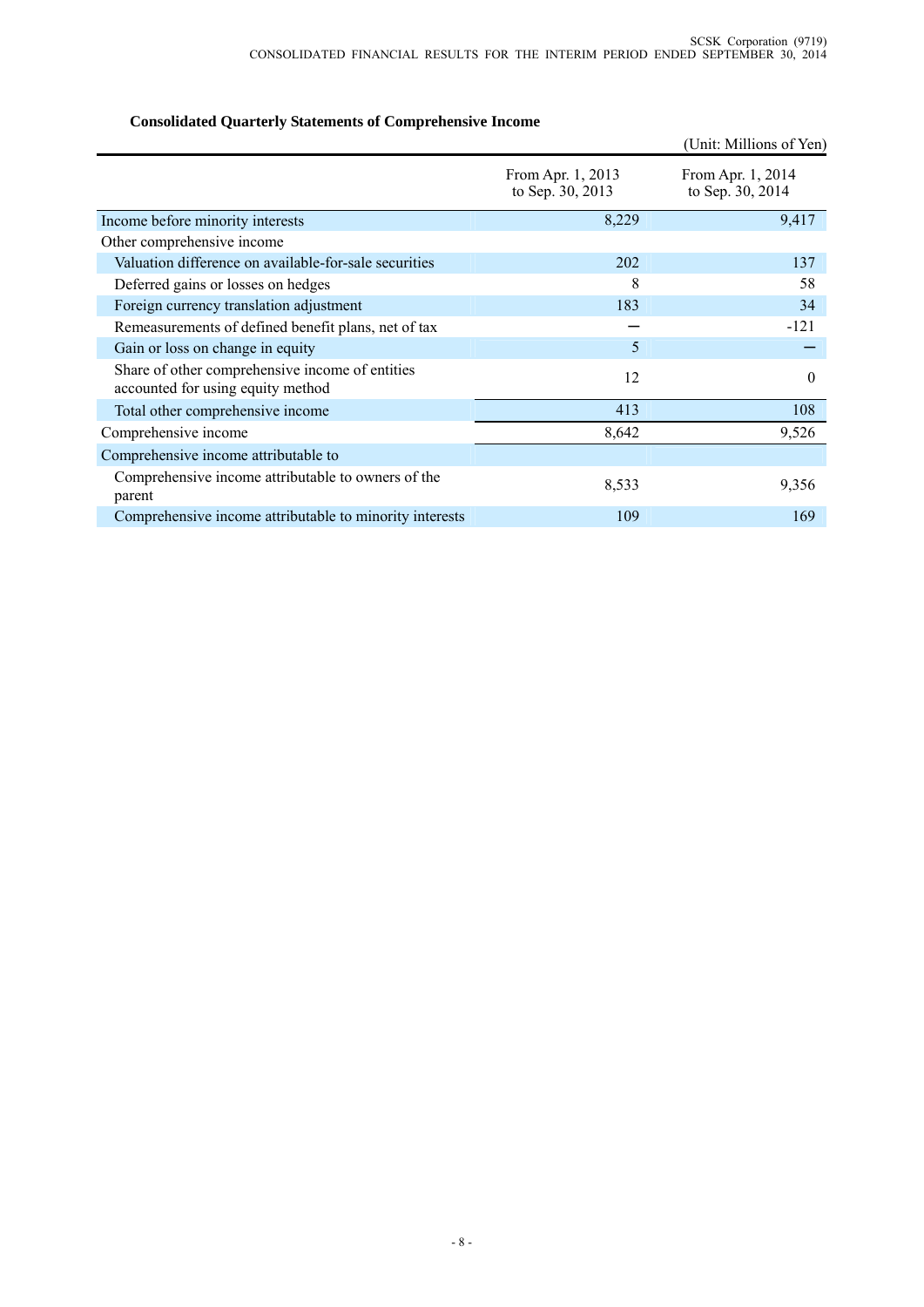### Consolidated Quarterly Statements of Comprehensive Income

(Unit: Millions of Yen)

| | From Apr. 1, 2013 to Sep. 30, 2013 | From Apr. 1, 2014 to Sep. 30, 2014 |
|---|---|---|
| Income before minority interests | 8,229 | 9,417 |
| Other comprehensive income | | |
| Valuation difference on available-for-sale securities | 202 | 137 |
| Deferred gains or losses on hedges | 8 | 58 |
| Foreign currency translation adjustment | 183 | 34 |
| Remeasurements of defined benefit plans, net of tax | ― | -121 |
| Gain or loss on change in equity | 5 | ― |
| Share of other comprehensive income of entities accounted for using equity method | 12 | 0 |
| Total other comprehensive income | 413 | 108 |
| Comprehensive income | 8,642 | 9,526 |
| Comprehensive income attributable to | | |
| Comprehensive income attributable to owners of the parent | 8,533 | 9,356 |
| Comprehensive income attributable to minority interests | 109 | 169 |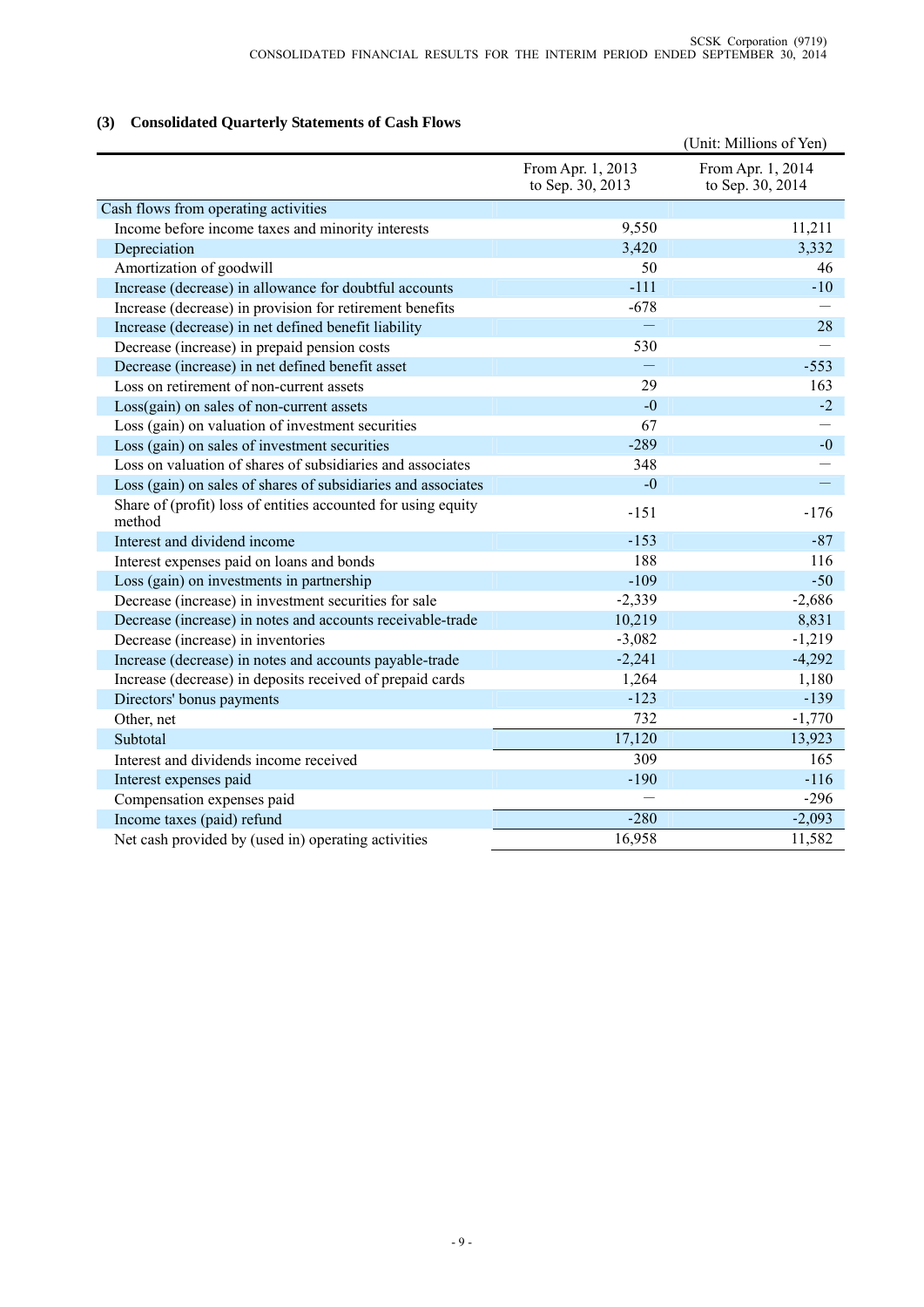### (3) Consolidated Quarterly Statements of Cash Flows

(Unit: Millions of Yen)

| | From Apr. 1, 2013 to Sep. 30, 2013 | From Apr. 1, 2014 to Sep. 30, 2014 |
|---|---|---|
| Cash flows from operating activities | | |
| Income before income taxes and minority interests | 9,550 | 11,211 |
| Depreciation | 3,420 | 3,332 |
| Amortization of goodwill | 50 | 46 |
| Increase (decrease) in allowance for doubtful accounts | -111 | -10 |
| Increase (decrease) in provision for retirement benefits | -678 | — |
| Increase (decrease) in net defined benefit liability | — | 28 |
| Decrease (increase) in prepaid pension costs | 530 | — |
| Decrease (increase) in net defined benefit asset | — | -553 |
| Loss on retirement of non-current assets | 29 | 163 |
| Loss(gain) on sales of non-current assets | -0 | -2 |
| Loss (gain) on valuation of investment securities | 67 | — |
| Loss (gain) on sales of investment securities | -289 | -0 |
| Loss on valuation of shares of subsidiaries and associates | 348 | — |
| Loss (gain) on sales of shares of subsidiaries and associates | -0 | — |
| Share of (profit) loss of entities accounted for using equity method | -151 | -176 |
| Interest and dividend income | -153 | -87 |
| Interest expenses paid on loans and bonds | 188 | 116 |
| Loss (gain) on investments in partnership | -109 | -50 |
| Decrease (increase) in investment securities for sale | -2,339 | -2,686 |
| Decrease (increase) in notes and accounts receivable-trade | 10,219 | 8,831 |
| Decrease (increase) in inventories | -3,082 | -1,219 |
| Increase (decrease) in notes and accounts payable-trade | -2,241 | -4,292 |
| Increase (decrease) in deposits received of prepaid cards | 1,264 | 1,180 |
| Directors' bonus payments | -123 | -139 |
| Other, net | 732 | -1,770 |
| Subtotal | 17,120 | 13,923 |
| Interest and dividends income received | 309 | 165 |
| Interest expenses paid | -190 | -116 |
| Compensation expenses paid | — | -296 |
| Income taxes (paid) refund | -280 | -2,093 |
| Net cash provided by (used in) operating activities | 16,958 | 11,582 |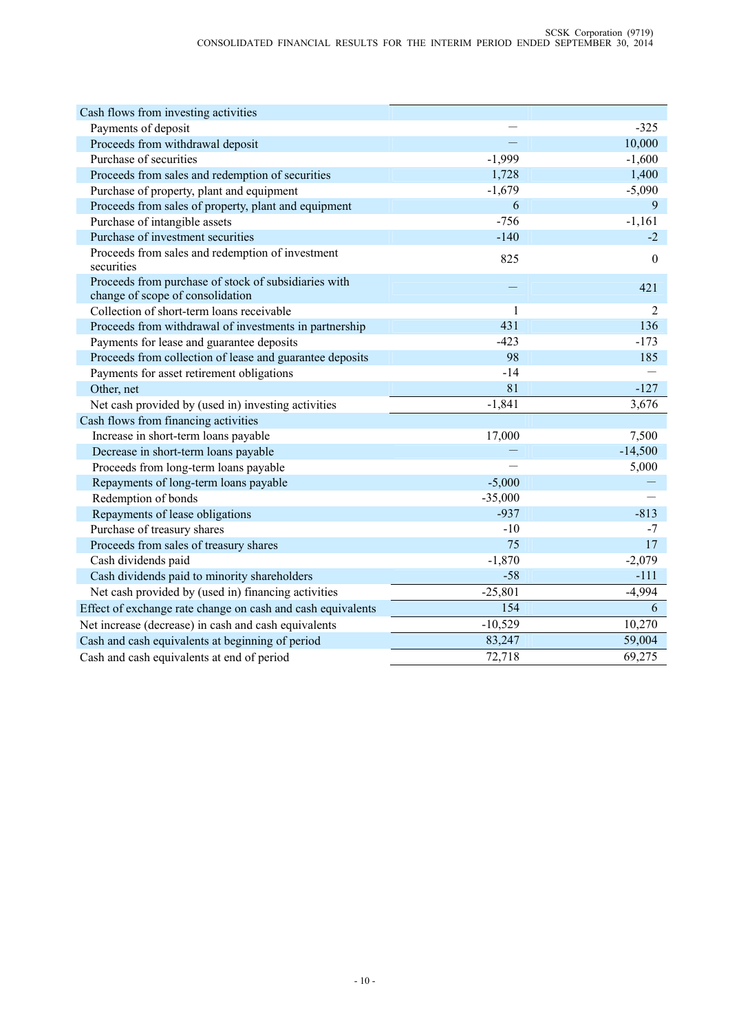| | | |
|---|---|---|
| Cash flows from investing activities | | |
| Payments of deposit | — | -325 |
| Proceeds from withdrawal deposit | — | 10,000 |
| Purchase of securities | -1,999 | -1,600 |
| Proceeds from sales and redemption of securities | 1,728 | 1,400 |
| Purchase of property, plant and equipment | -1,679 | -5,090 |
| Proceeds from sales of property, plant and equipment | 6 | 9 |
| Purchase of intangible assets | -756 | -1,161 |
| Purchase of investment securities | -140 | -2 |
| Proceeds from sales and redemption of investment securities | 825 | 0 |
| Proceeds from purchase of stock of subsidiaries with change of scope of consolidation | — | 421 |
| Collection of short-term loans receivable | 1 | 2 |
| Proceeds from withdrawal of investments in partnership | 431 | 136 |
| Payments for lease and guarantee deposits | -423 | -173 |
| Proceeds from collection of lease and guarantee deposits | 98 | 185 |
| Payments for asset retirement obligations | -14 | — |
| Other, net | 81 | -127 |
| Net cash provided by (used in) investing activities | -1,841 | 3,676 |
| Cash flows from financing activities | | |
| Increase in short-term loans payable | 17,000 | 7,500 |
| Decrease in short-term loans payable | — | -14,500 |
| Proceeds from long-term loans payable | — | 5,000 |
| Repayments of long-term loans payable | -5,000 | — |
| Redemption of bonds | -35,000 | — |
| Repayments of lease obligations | -937 | -813 |
| Purchase of treasury shares | -10 | -7 |
| Proceeds from sales of treasury shares | 75 | 17 |
| Cash dividends paid | -1,870 | -2,079 |
| Cash dividends paid to minority shareholders | -58 | -111 |
| Net cash provided by (used in) financing activities | -25,801 | -4,994 |
| Effect of exchange rate change on cash and cash equivalents | 154 | 6 |
| Net increase (decrease) in cash and cash equivalents | -10,529 | 10,270 |
| Cash and cash equivalents at beginning of period | 83,247 | 59,004 |
| Cash and cash equivalents at end of period | 72,718 | 69,275 |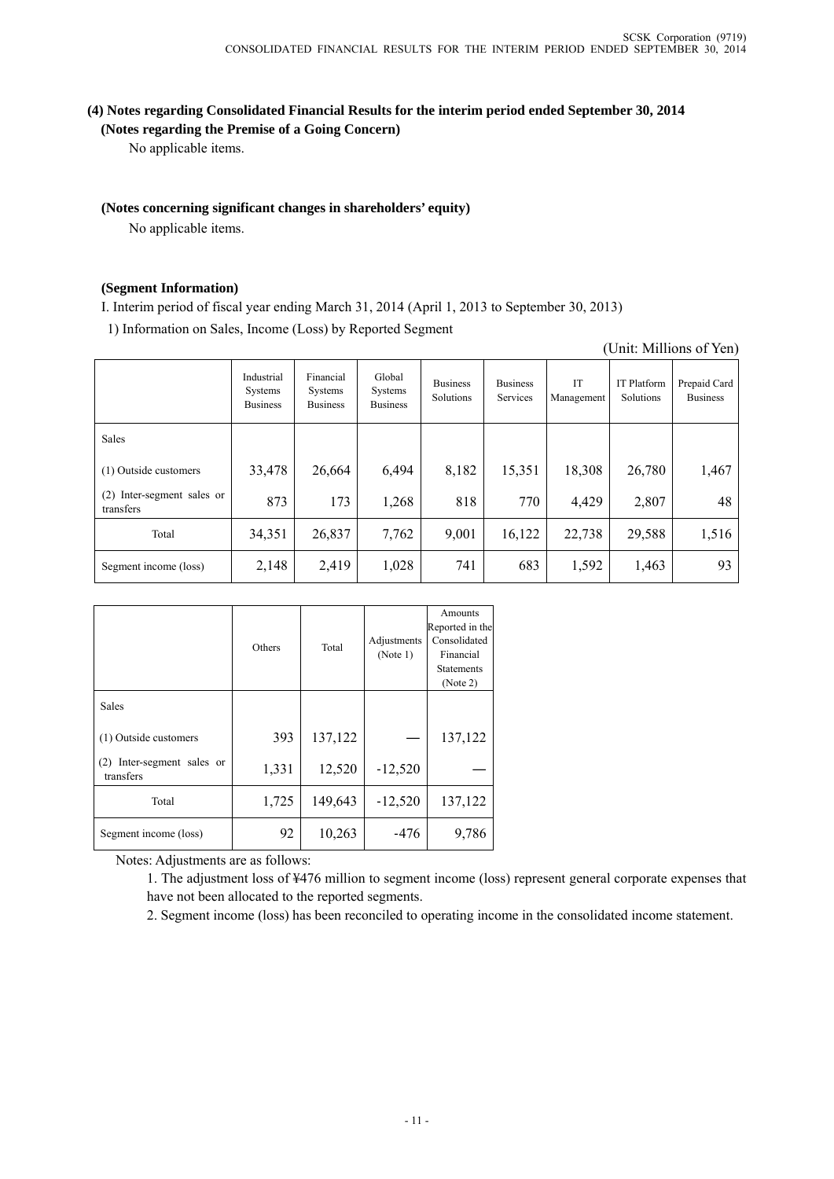## (4) Notes regarding Consolidated Financial Results for the interim period ended September 30, 2014

### (Notes regarding the Premise of a Going Concern)

No applicable items.

### (Notes concerning significant changes in shareholders' equity)

No applicable items.

### (Segment Information)

I. Interim period of fiscal year ending March 31, 2014 (April 1, 2013 to September 30, 2013)

1) Information on Sales, Income (Loss) by Reported Segment

(Unit: Millions of Yen)

| | Industrial Systems Business | Financial Systems Business | Global Systems Business | Business Solutions | Business Services | IT Management | IT Platform Solutions | Prepaid Card Business |
|---|---|---|---|---|---|---|---|---|
| Sales | | | | | | | | |
| (1) Outside customers | 33,478 | 26,664 | 6,494 | 8,182 | 15,351 | 18,308 | 26,780 | 1,467 |
| (2) Inter-segment sales or transfers | 873 | 173 | 1,268 | 818 | 770 | 4,429 | 2,807 | 48 |
| Total | 34,351 | 26,837 | 7,762 | 9,001 | 16,122 | 22,738 | 29,588 | 1,516 |
| Segment income (loss) | 2,148 | 2,419 | 1,028 | 741 | 683 | 1,592 | 1,463 | 93 |

| | Others | Total | Adjustments (Note 1) | Amounts Reported in the Consolidated Financial Statements (Note 2) |
|---|---|---|---|---|
| Sales | | | | |
| (1) Outside customers | 393 | 137,122 | — | 137,122 |
| (2) Inter-segment sales or transfers | 1,331 | 12,520 | -12,520 | — |
| Total | 1,725 | 149,643 | -12,520 | 137,122 |
| Segment income (loss) | 92 | 10,263 | -476 | 9,786 |

Notes: Adjustments are as follows:

1. The adjustment loss of ¥476 million to segment income (loss) represent general corporate expenses that have not been allocated to the reported segments.
2. Segment income (loss) has been reconciled to operating income in the consolidated income statement.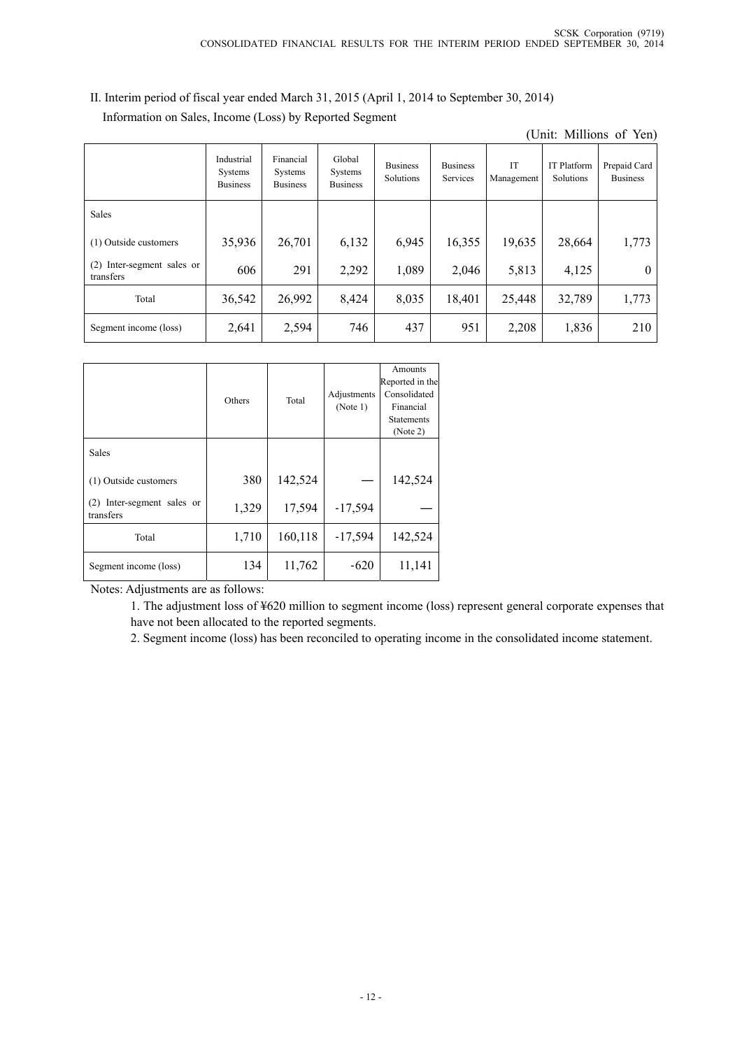II. Interim period of fiscal year ended March 31, 2015 (April 1, 2014 to September 30, 2014)

Information on Sales, Income (Loss) by Reported Segment

(Unit: Millions of Yen)

| | Industrial Systems Business | Financial Systems Business | Global Systems Business | Business Solutions | Business Services | IT Management | IT Platform Solutions | Prepaid Card Business |
|---|---|---|---|---|---|---|---|---|
| Sales | | | | | | | | |
| (1) Outside customers | 35,936 | 26,701 | 6,132 | 6,945 | 16,355 | 19,635 | 28,664 | 1,773 |
| (2) Inter-segment sales or transfers | 606 | 291 | 2,292 | 1,089 | 2,046 | 5,813 | 4,125 | 0 |
| Total | 36,542 | 26,992 | 8,424 | 8,035 | 18,401 | 25,448 | 32,789 | 1,773 |
| Segment income (loss) | 2,641 | 2,594 | 746 | 437 | 951 | 2,208 | 1,836 | 210 |

| | Others | Total | Adjustments (Note 1) | Amounts Reported in the Consolidated Financial Statements (Note 2) |
|---|---|---|---|---|
| Sales | | | | |
| (1) Outside customers | 380 | 142,524 | — | 142,524 |
| (2) Inter-segment sales or transfers | 1,329 | 17,594 | -17,594 | — |
| Total | 1,710 | 160,118 | -17,594 | 142,524 |
| Segment income (loss) | 134 | 11,762 | -620 | 11,141 |

Notes: Adjustments are as follows:

1. The adjustment loss of ¥620 million to segment income (loss) represent general corporate expenses that have not been allocated to the reported segments.
2. Segment income (loss) has been reconciled to operating income in the consolidated income statement.